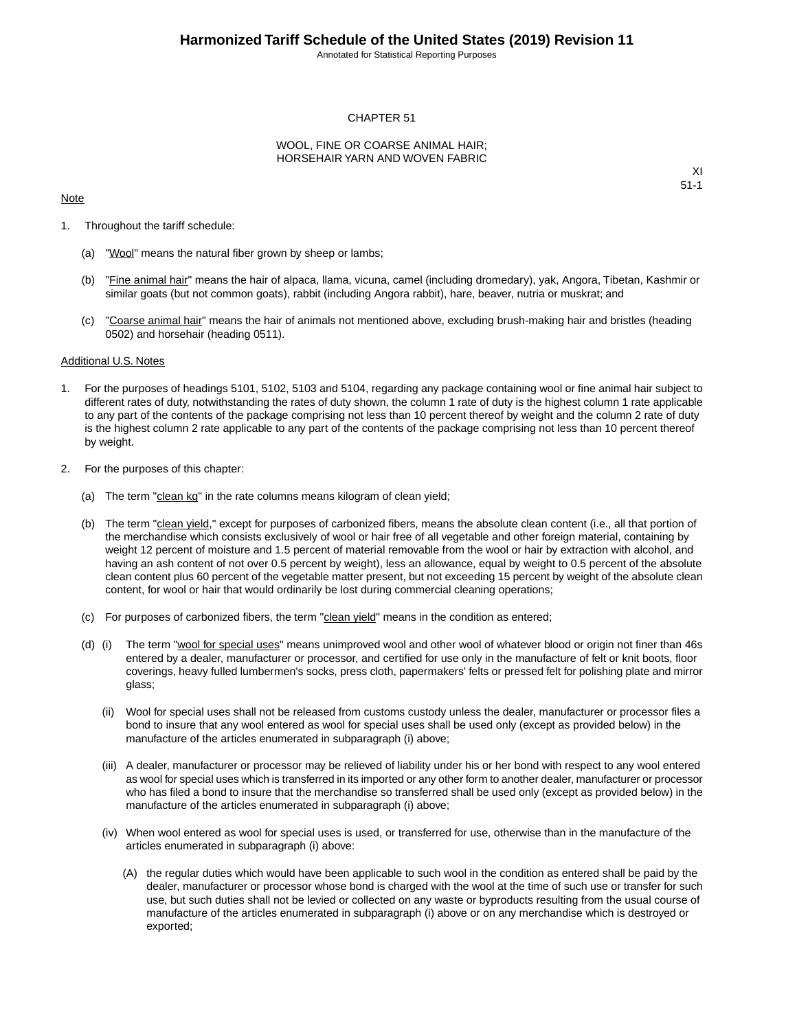# CHAPTER 51

## WOOL, FINE OR COARSE ANIMAL HAIR; HORSEHAIR YARN AND WOVEN FABRIC

XI
51-1

Note

1. Throughout the tariff schedule:

   (a) "Wool" means the natural fiber grown by sheep or lambs;

   (b) "Fine animal hair" means the hair of alpaca, llama, vicuna, camel (including dromedary), yak, Angora, Tibetan, Kashmir or similar goats (but not common goats), rabbit (including Angora rabbit), hare, beaver, nutria or muskrat; and

   (c) "Coarse animal hair" means the hair of animals not mentioned above, excluding brush-making hair and bristles (heading 0502) and horsehair (heading 0511).

Additional U.S. Notes

1. For the purposes of headings 5101, 5102, 5103 and 5104, regarding any package containing wool or fine animal hair subject to different rates of duty, notwithstanding the rates of duty shown, the column 1 rate of duty is the highest column 1 rate applicable to any part of the contents of the package comprising not less than 10 percent thereof by weight and the column 2 rate of duty is the highest column 2 rate applicable to any part of the contents of the package comprising not less than 10 percent thereof by weight.

2. For the purposes of this chapter:

   (a) The term "clean kg" in the rate columns means kilogram of clean yield;

   (b) The term "clean yield," except for purposes of carbonized fibers, means the absolute clean content (i.e., all that portion of the merchandise which consists exclusively of wool or hair free of all vegetable and other foreign material, containing by weight 12 percent of moisture and 1.5 percent of material removable from the wool or hair by extraction with alcohol, and having an ash content of not over 0.5 percent by weight), less an allowance, equal by weight to 0.5 percent of the absolute clean content plus 60 percent of the vegetable matter present, but not exceeding 15 percent by weight of the absolute clean content, for wool or hair that would ordinarily be lost during commercial cleaning operations;

   (c) For purposes of carbonized fibers, the term "clean yield" means in the condition as entered;

   (d) (i) The term "wool for special uses" means unimproved wool and other wool of whatever blood or origin not finer than 46s entered by a dealer, manufacturer or processor, and certified for use only in the manufacture of felt or knit boots, floor coverings, heavy fulled lumbermen's socks, press cloth, papermakers' felts or pressed felt for polishing plate and mirror glass;

   (ii) Wool for special uses shall not be released from customs custody unless the dealer, manufacturer or processor files a bond to insure that any wool entered as wool for special uses shall be used only (except as provided below) in the manufacture of the articles enumerated in subparagraph (i) above;

   (iii) A dealer, manufacturer or processor may be relieved of liability under his or her bond with respect to any wool entered as wool for special uses which is transferred in its imported or any other form to another dealer, manufacturer or processor who has filed a bond to insure that the merchandise so transferred shall be used only (except as provided below) in the manufacture of the articles enumerated in subparagraph (i) above;

   (iv) When wool entered as wool for special uses is used, or transferred for use, otherwise than in the manufacture of the articles enumerated in subparagraph (i) above:

      (A) the regular duties which would have been applicable to such wool in the condition as entered shall be paid by the dealer, manufacturer or processor whose bond is charged with the wool at the time of such use or transfer for such use, but such duties shall not be levied or collected on any waste or byproducts resulting from the usual course of manufacture of the articles enumerated in subparagraph (i) above or on any merchandise which is destroyed or exported;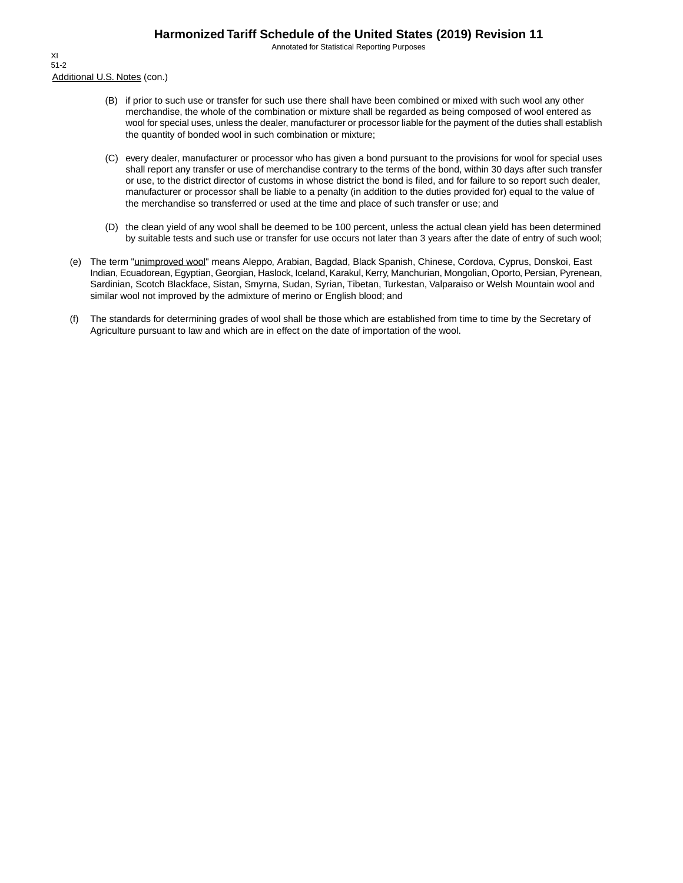Additional U.S. Notes (con.)

(B) if prior to such use or transfer for such use there shall have been combined or mixed with such wool any other merchandise, the whole of the combination or mixture shall be regarded as being composed of wool entered as wool for special uses, unless the dealer, manufacturer or processor liable for the payment of the duties shall establish the quantity of bonded wool in such combination or mixture;

(C) every dealer, manufacturer or processor who has given a bond pursuant to the provisions for wool for special uses shall report any transfer or use of merchandise contrary to the terms of the bond, within 30 days after such transfer or use, to the district director of customs in whose district the bond is filed, and for failure to so report such dealer, manufacturer or processor shall be liable to a penalty (in addition to the duties provided for) equal to the value of the merchandise so transferred or used at the time and place of such transfer or use; and

(D) the clean yield of any wool shall be deemed to be 100 percent, unless the actual clean yield has been determined by suitable tests and such use or transfer for use occurs not later than 3 years after the date of entry of such wool;

(e) The term "unimproved wool" means Aleppo, Arabian, Bagdad, Black Spanish, Chinese, Cordova, Cyprus, Donskoi, East Indian, Ecuadorean, Egyptian, Georgian, Haslock, Iceland, Karakul, Kerry, Manchurian, Mongolian, Oporto, Persian, Pyrenean, Sardinian, Scotch Blackface, Sistan, Smyrna, Sudan, Syrian, Tibetan, Turkestan, Valparaiso or Welsh Mountain wool and similar wool not improved by the admixture of merino or English blood; and

(f) The standards for determining grades of wool shall be those which are established from time to time by the Secretary of Agriculture pursuant to law and which are in effect on the date of importation of the wool.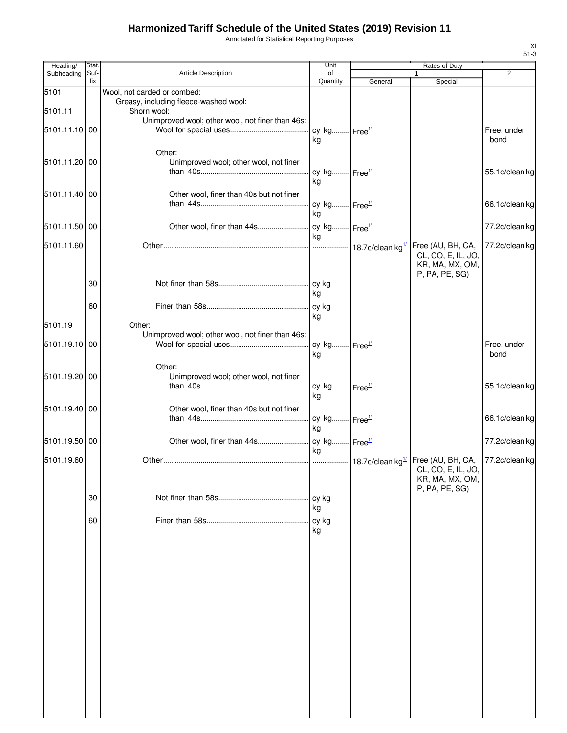# Harmonized Tariff Schedule of the United States (2019) Revision 11

Annotated for Statistical Reporting Purposes

| Heading/ Subheading | Stat. Suf- fix | Article Description | Unit of Quantity | Rates of Duty 1 General | Rates of Duty 1 Special | Rates of Duty 2 |
|---|---|---|---|---|---|---|
| 5101 | | Wool, not carded or combed: | | | | |
| | | Greasy, including fleece-washed wool: | | | | |
| 5101.11 | | Shorn wool: | | | | |
| | | Unimproved wool; other wool, not finer than 46s: | | | | |
| 5101.11.10 | 00 | Wool for special uses | cy kg kg | Free[1/] | | Free, under bond |
| | | Other: | | | | |
| 5101.11.20 | 00 | Unimproved wool; other wool, not finer than 40s | cy kg kg | Free[1/] | | 55.1¢/clean kg |
| 5101.11.40 | 00 | Other wool, finer than 40s but not finer than 44s | cy kg kg | Free[1/] | | 66.1¢/clean kg |
| 5101.11.50 | 00 | Other wool, finer than 44s | cy kg kg | Free[1/] | | 77.2¢/clean kg |
| 5101.11.60 | | Other | | 18.7¢/clean kg[1/] | Free (AU, BH, CA, CL, CO, E, IL, JO, KR, MA, MX, OM, P, PA, PE, SG) | 77.2¢/clean kg |
| | 30 | Not finer than 58s | cy kg kg | | | |
| | 60 | Finer than 58s | cy kg kg | | | |
| 5101.19 | | Other: | | | | |
| | | Unimproved wool; other wool, not finer than 46s: | | | | |
| 5101.19.10 | 00 | Wool for special uses | cy kg kg | Free[1/] | | Free, under bond |
| | | Other: | | | | |
| 5101.19.20 | 00 | Unimproved wool; other wool, not finer than 40s | cy kg kg | Free[1/] | | 55.1¢/clean kg |
| 5101.19.40 | 00 | Other wool, finer than 40s but not finer than 44s | cy kg kg | Free[1/] | | 66.1¢/clean kg |
| 5101.19.50 | 00 | Other wool, finer than 44s | cy kg kg | Free[1/] | | 77.2¢/clean kg |
| 5101.19.60 | | Other | | 18.7¢/clean kg[1/] | Free (AU, BH, CA, CL, CO, E, IL, JO, KR, MA, MX, OM, P, PA, PE, SG) | 77.2¢/clean kg |
| | 30 | Not finer than 58s | cy kg kg | | | |
| | 60 | Finer than 58s | cy kg kg | | | |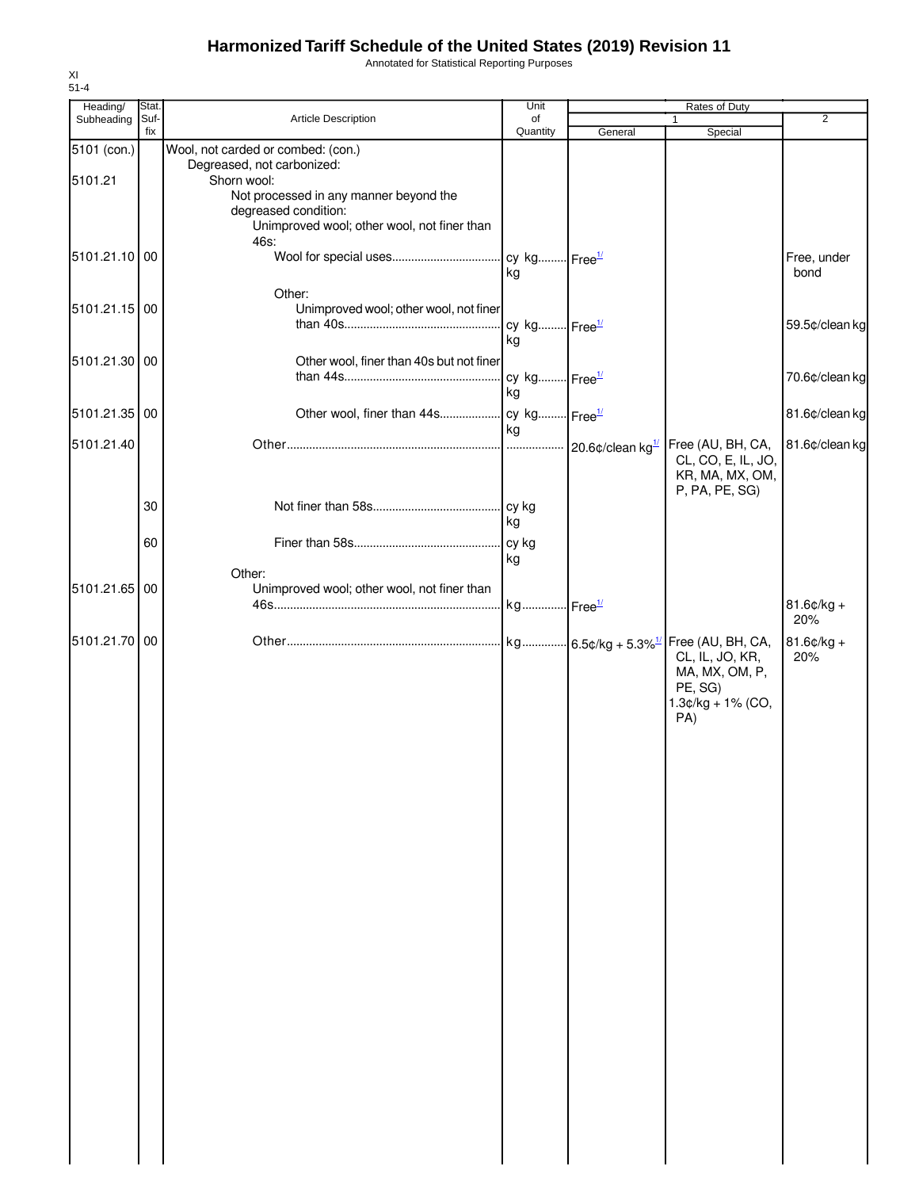# Harmonized Tariff Schedule of the United States (2019) Revision 11

Annotated for Statistical Reporting Purposes

XI
51-4

| Heading/ Subheading | Stat. Suf- fix | Article Description | Unit of Quantity | Rates of Duty 1 General | Special | 2 |
|---|---|---|---|---|---|---|
| 5101 (con.) | | Wool, not carded or combed: (con.) | | | | |
| | | Degreased, not carbonized: | | | | |
| 5101.21 | | Shorn wool: | | | | |
| | | Not processed in any manner beyond the degreased condition: | | | | |
| | | Unimproved wool; other wool, not finer than 46s: | | | | |
| 5101.21.10 | 00 | Wool for special uses | cy kg kg | Free[1/] | | Free, under bond |
| | | Other: | | | | |
| 5101.21.15 | 00 | Unimproved wool; other wool, not finer than 40s | cy kg kg | Free[1/] | | 59.5¢/clean kg |
| 5101.21.30 | 00 | Other wool, finer than 40s but not finer than 44s | cy kg kg | Free[1/] | | 70.6¢/clean kg |
| 5101.21.35 | 00 | Other wool, finer than 44s | cy kg kg | Free[1/] | | 81.6¢/clean kg |
| 5101.21.40 | | Other | | 20.6¢/clean kg[1/] | Free (AU, BH, CA, CL, CO, E, IL, JO, KR, MA, MX, OM, P, PA, PE, SG) | 81.6¢/clean kg |
| | 30 | Not finer than 58s | cy kg kg | | | |
| | 60 | Finer than 58s | cy kg kg | | | |
| | | Other: | | | | |
| 5101.21.65 | 00 | Unimproved wool; other wool, not finer than 46s | kg | Free[1/] | | 81.6¢/kg + 20% |
| 5101.21.70 | 00 | Other | kg | 6.5¢/kg + 5.3%[1/] | Free (AU, BH, CA, CL, IL, JO, KR, MA, MX, OM, P, PE, SG) 1.3¢/kg + 1% (CO, PA) | 81.6¢/kg + 20% |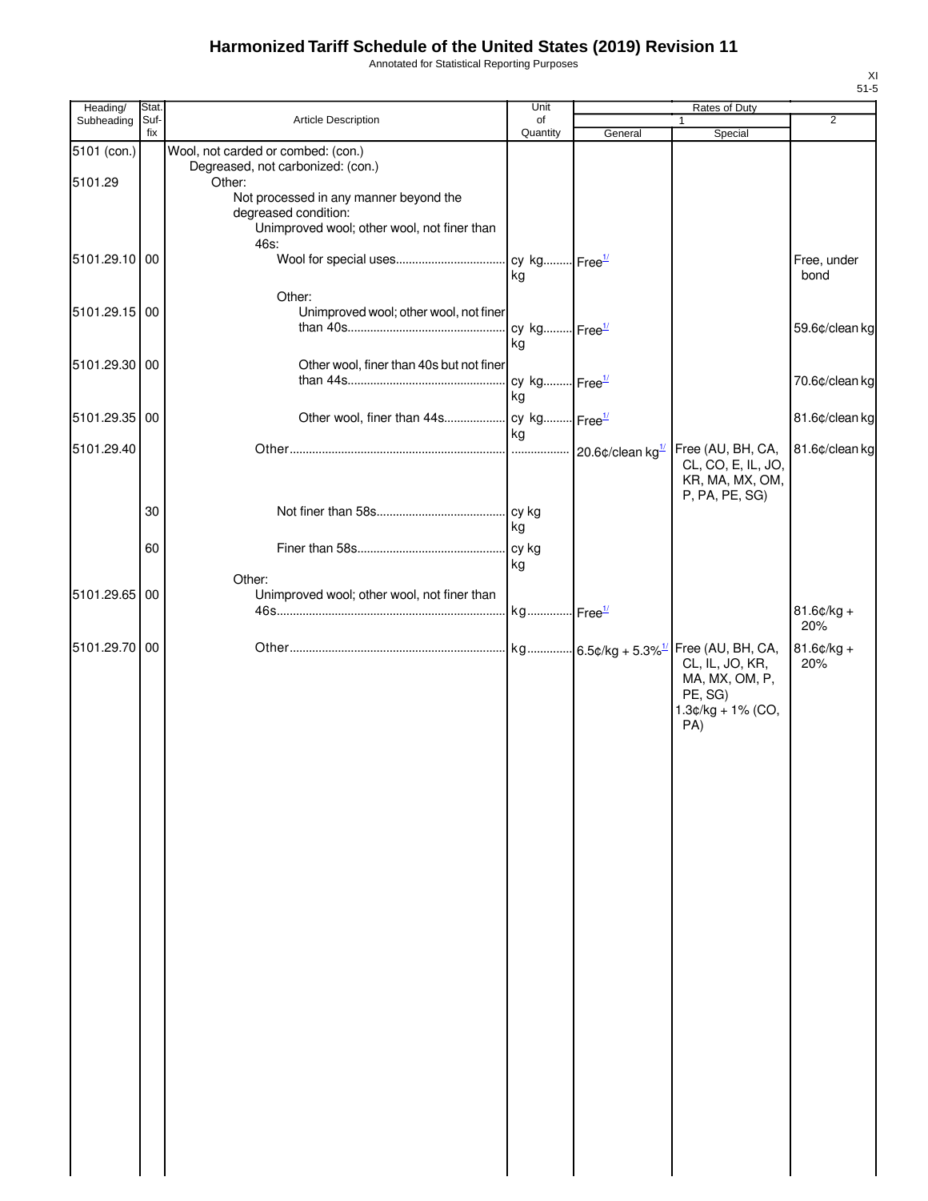# Harmonized Tariff Schedule of the United States (2019) Revision 11

Annotated for Statistical Reporting Purposes

XI
51-5

| Heading/ Subheading | Stat. Suf-fix | Article Description | Unit of Quantity | Rates of Duty 1 General | Rates of Duty 1 Special | Rates of Duty 2 |
|---|---|---|---|---|---|---|
| 5101 (con.) | | Wool, not carded or combed: (con.) | | | | |
| | | Degreased, not carbonized: (con.) | | | | |
| 5101.29 | | Other: | | | | |
| | | Not processed in any manner beyond the degreased condition: | | | | |
| | | Unimproved wool; other wool, not finer than 46s: | | | | |
| 5101.29.10 | 00 | Wool for special uses | cy kg kg | Free[1/] | | Free, under bond |
| | | Other: | | | | |
| 5101.29.15 | 00 | Unimproved wool; other wool, not finer than 40s | cy kg kg | Free[1/] | | 59.6¢/clean kg |
| 5101.29.30 | 00 | Other wool, finer than 40s but not finer than 44s | cy kg kg | Free[1/] | | 70.6¢/clean kg |
| 5101.29.35 | 00 | Other wool, finer than 44s | cy kg kg | Free[1/] | | 81.6¢/clean kg |
| 5101.29.40 | | Other | | 20.6¢/clean kg[1/] | Free (AU, BH, CA, CL, CO, E, IL, JO, KR, MA, MX, OM, P, PA, PE, SG) | 81.6¢/clean kg |
| | 30 | Not finer than 58s | cy kg kg | | | |
| | 60 | Finer than 58s | cy kg kg | | | |
| | | Other: | | | | |
| 5101.29.65 | 00 | Unimproved wool; other wool, not finer than 46s | kg | Free[1/] | | 81.6¢/kg + 20% |
| 5101.29.70 | 00 | Other | kg | 6.5¢/kg + 5.3%[1/] | Free (AU, BH, CA, CL, IL, JO, KR, MA, MX, OM, P, PE, SG) 1.3¢/kg + 1% (CO, PA) | 81.6¢/kg + 20% |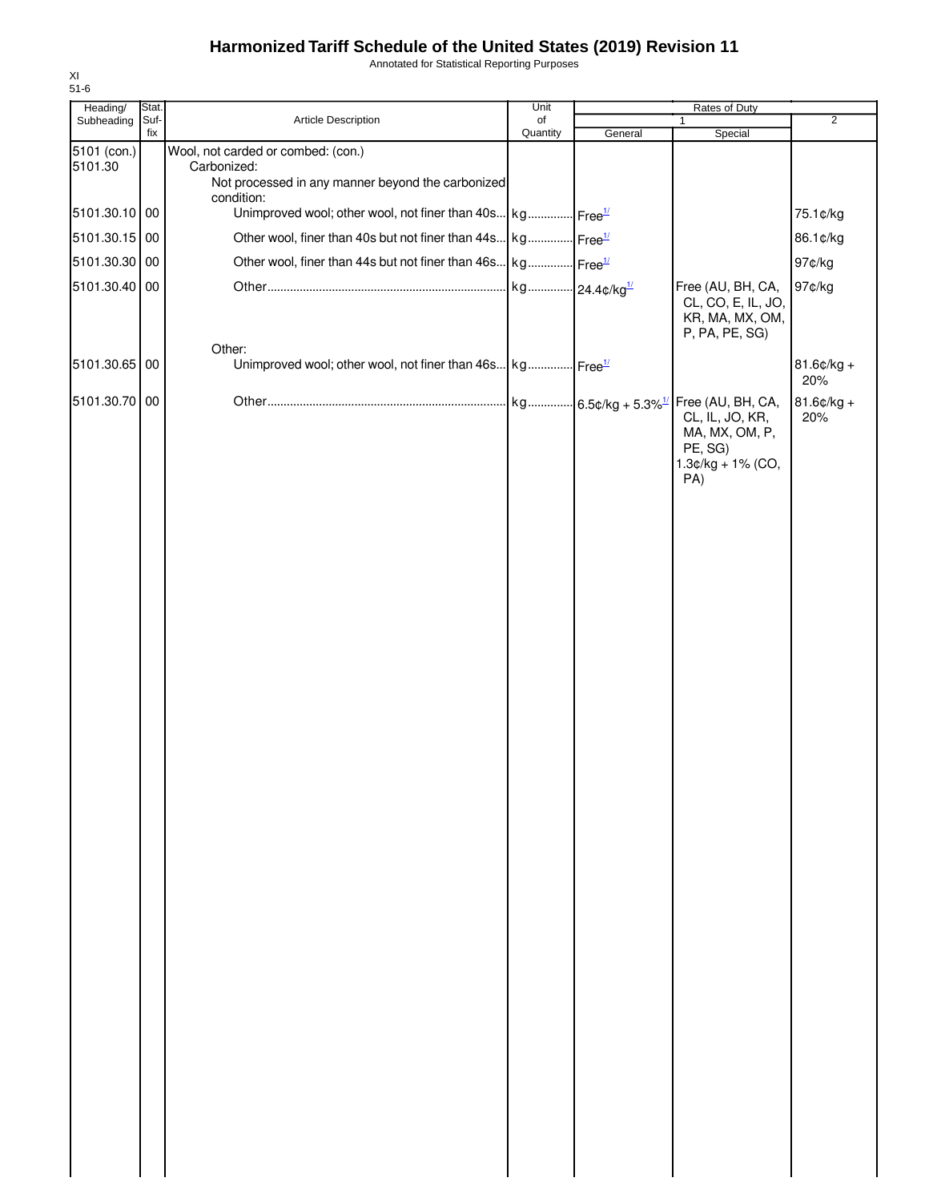# Harmonized Tariff Schedule of the United States (2019) Revision 11

Annotated for Statistical Reporting Purposes

XI
51-6

| Heading/ Subheading | Stat. Suf-fix | Article Description | Unit of Quantity | Rates of Duty 1 General | Special | 2 |
|---|---|---|---|---|---|---|
| 5101 (con.) | | Wool, not carded or combed: (con.) | | | | |
| 5101.30 | | Carbonized: | | | | |
| | | Not processed in any manner beyond the carbonized condition: | | | | |
| 5101.30.10 | 00 | Unimproved wool; other wool, not finer than 40s | kg | Free[1/] | | 75.1¢/kg |
| 5101.30.15 | 00 | Other wool, finer than 40s but not finer than 44s | kg | Free[1/] | | 86.1¢/kg |
| 5101.30.30 | 00 | Other wool, finer than 44s but not finer than 46s | kg | Free[1/] | | 97¢/kg |
| 5101.30.40 | 00 | Other | kg | 24.4¢/kg[1/] | Free (AU, BH, CA, CL, CO, E, IL, JO, KR, MA, MX, OM, P, PA, PE, SG) | 97¢/kg |
| | | Other: | | | | |
| 5101.30.65 | 00 | Unimproved wool; other wool, not finer than 46s | kg | Free[1/] | | 81.6¢/kg + 20% |
| 5101.30.70 | 00 | Other | kg | 6.5¢/kg + 5.3%[1/] | Free (AU, BH, CA, CL, IL, JO, KR, MA, MX, OM, P, PE, SG)<br>1.3¢/kg + 1% (CO, PA) | 81.6¢/kg + 20% |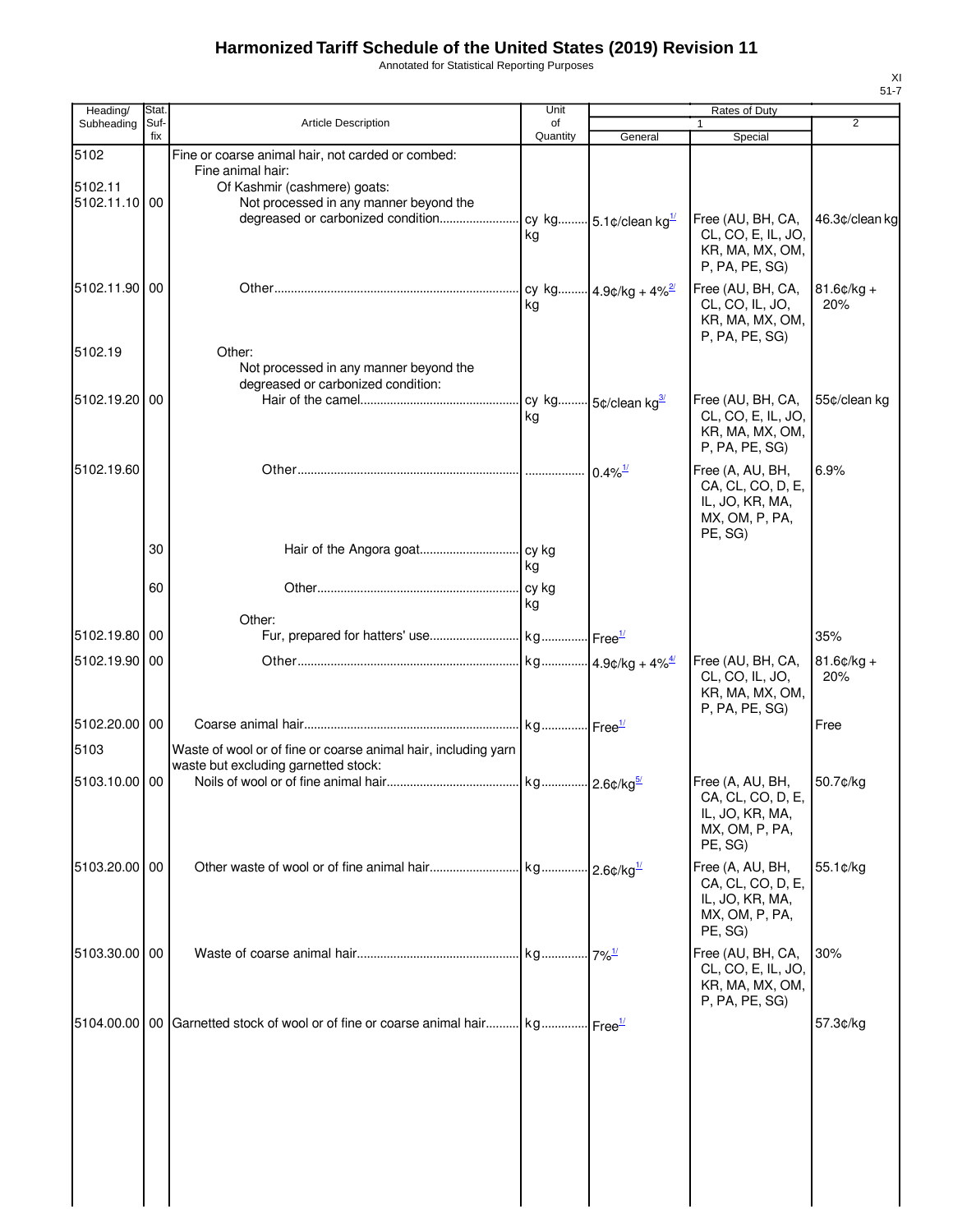# Harmonized Tariff Schedule of the United States (2019) Revision 11

Annotated for Statistical Reporting Purposes

| Heading/ Subheading | Stat. Suf- fix | Article Description | Unit of Quantity | Rates of Duty 1 General | Special | 2 |
|---|---|---|---|---|---|---|
| 5102 | | Fine or coarse animal hair, not carded or combed: | | | | |
| | | Fine animal hair: | | | | |
| 5102.11 | | Of Kashmir (cashmere) goats: | | | | |
| 5102.11.10 | 00 | Not processed in any manner beyond the degreased or carbonized condition | cy kg kg | 5.1¢/clean kg[1/] | Free (AU, BH, CA, CL, CO, E, IL, JO, KR, MA, MX, OM, P, PA, PE, SG) | 46.3¢/clean kg |
| 5102.11.90 | 00 | Other | cy kg kg | 4.9¢/kg + 4%[2/] | Free (AU, BH, CA, CL, CO, IL, JO, KR, MA, MX, OM, P, PA, PE, SG) | 81.6¢/kg + 20% |
| 5102.19 | | Other: | | | | |
| | | Not processed in any manner beyond the degreased or carbonized condition: | | | | |
| 5102.19.20 | 00 | Hair of the camel | cy kg kg | 5¢/clean kg[3/] | Free (AU, BH, CA, CL, CO, E, IL, JO, KR, MA, MX, OM, P, PA, PE, SG) | 55¢/clean kg |
| 5102.19.60 | | Other | | 0.4%[1/] | Free (A, AU, BH, CA, CL, CO, D, E, IL, JO, KR, MA, MX, OM, P, PA, PE, SG) | 6.9% |
| | 30 | Hair of the Angora goat | cy kg kg | | | |
| | 60 | Other | cy kg kg | | | |
| | | Other: | | | | |
| 5102.19.80 | 00 | Fur, prepared for hatters' use | kg | Free[1/] | | 35% |
| 5102.19.90 | 00 | Other | kg | 4.9¢/kg + 4%[4/] | Free (AU, BH, CA, CL, CO, IL, JO, KR, MA, MX, OM, P, PA, PE, SG) | 81.6¢/kg + 20% |
| 5102.20.00 | 00 | Coarse animal hair | kg | Free[1/] | | Free |
| 5103 | | Waste of wool or of fine or coarse animal hair, including yarn waste but excluding garnetted stock: | | | | |
| 5103.10.00 | 00 | Noils of wool or of fine animal hair | kg | 2.6¢/kg[5/] | Free (A, AU, BH, CA, CL, CO, D, E, IL, JO, KR, MA, MX, OM, P, PA, PE, SG) | 50.7¢/kg |
| 5103.20.00 | 00 | Other waste of wool or of fine animal hair | kg | 2.6¢/kg[1/] | Free (A, AU, BH, CA, CL, CO, D, E, IL, JO, KR, MA, MX, OM, P, PA, PE, SG) | 55.1¢/kg |
| 5103.30.00 | 00 | Waste of coarse animal hair | kg | 7%[1/] | Free (AU, BH, CA, CL, CO, E, IL, JO, KR, MA, MX, OM, P, PA, PE, SG) | 30% |
| 5104.00.00 | 00 | Garnetted stock of wool or of fine or coarse animal hair | kg | Free[1/] | | 57.3¢/kg |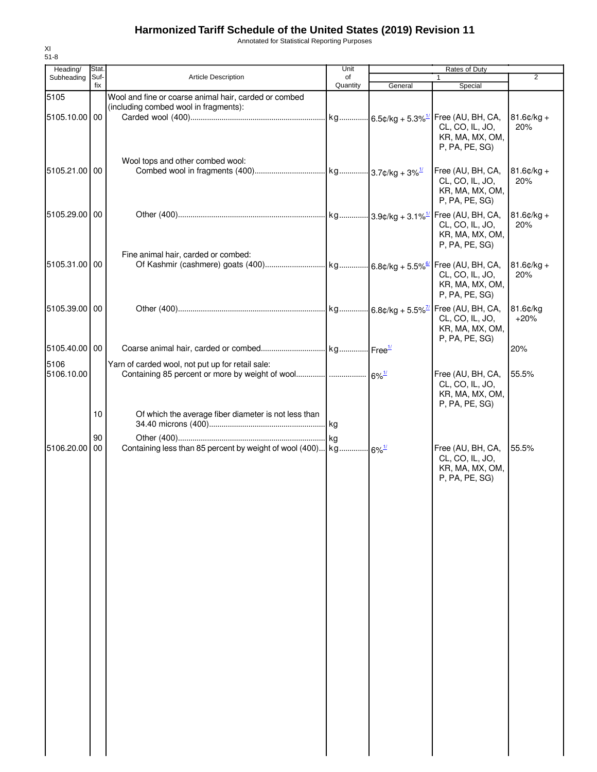# Harmonized Tariff Schedule of the United States (2019) Revision 11

Annotated for Statistical Reporting Purposes

XI
51-8

| Heading/ Subheading | Stat. Suf-fix | Article Description | Unit of Quantity | Rates of Duty 1 General | Special | 2 |
|---|---|---|---|---|---|---|
| 5105 | | Wool and fine or coarse animal hair, carded or combed (including combed wool in fragments): | | | | |
| 5105.10.00 | 00 | Carded wool (400) | kg | 6.5¢/kg + 5.3%[1/] | Free (AU, BH, CA, CL, CO, IL, JO, KR, MA, MX, OM, P, PA, PE, SG) | 81.6¢/kg + 20% |
| | | Wool tops and other combed wool: | | | | |
| 5105.21.00 | 00 | Combed wool in fragments (400) | kg | 3.7¢/kg + 3%[1/] | Free (AU, BH, CA, CL, CO, IL, JO, KR, MA, MX, OM, P, PA, PE, SG) | 81.6¢/kg + 20% |
| 5105.29.00 | 00 | Other (400) | kg | 3.9¢/kg + 3.1%[1/] | Free (AU, BH, CA, CL, CO, IL, JO, KR, MA, MX, OM, P, PA, PE, SG) | 81.6¢/kg + 20% |
| | | Fine animal hair, carded or combed: | | | | |
| 5105.31.00 | 00 | Of Kashmir (cashmere) goats (400) | kg | 6.8¢/kg + 5.5%[6/] | Free (AU, BH, CA, CL, CO, IL, JO, KR, MA, MX, OM, P, PA, PE, SG) | 81.6¢/kg + 20% |
| 5105.39.00 | 00 | Other (400) | kg | 6.8¢/kg + 5.5%[7/] | Free (AU, BH, CA, CL, CO, IL, JO, KR, MA, MX, OM, P, PA, PE, SG) | 81.6¢/kg +20% |
| 5105.40.00 | 00 | Coarse animal hair, carded or combed | kg | Free[1/] | | 20% |
| 5106 | | Yarn of carded wool, not put up for retail sale: | | | | |
| 5106.10.00 | | Containing 85 percent or more by weight of wool | | 6%[1/] | Free (AU, BH, CA, CL, CO, IL, JO, KR, MA, MX, OM, P, PA, PE, SG) | 55.5% |
| | 10 | Of which the average fiber diameter is not less than 34.40 microns (400) | kg | | | |
| | 90 | Other (400) | kg | | | |
| 5106.20.00 | 00 | Containing less than 85 percent by weight of wool (400) | kg | 6%[1/] | Free (AU, BH, CA, CL, CO, IL, JO, KR, MA, MX, OM, P, PA, PE, SG) | 55.5% |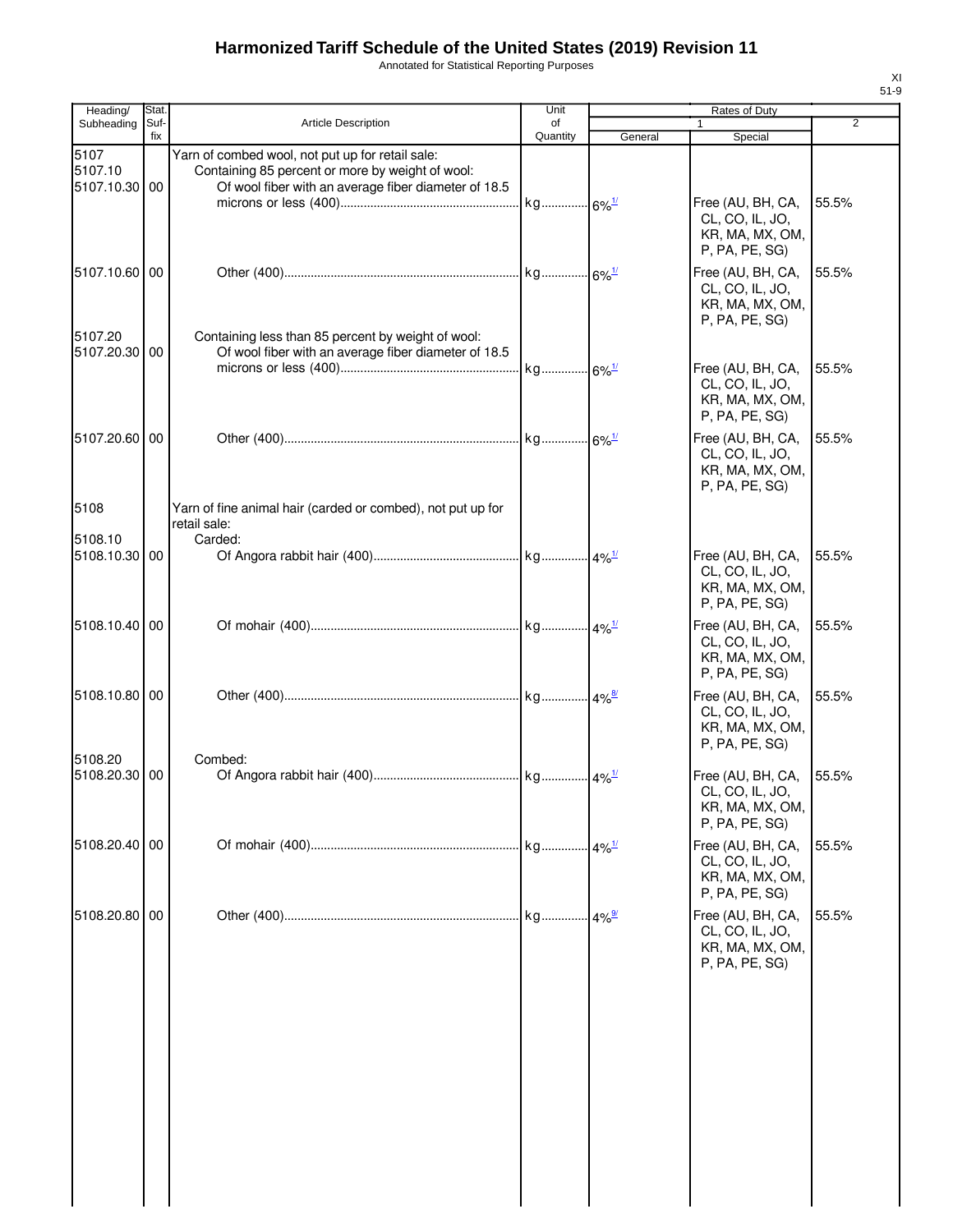# Harmonized Tariff Schedule of the United States (2019) Revision 11

Annotated for Statistical Reporting Purposes

XI
51-9

| Heading/ Subheading | Stat. Suf- fix | Article Description | Unit of Quantity | Rates of Duty 1 General | Special | 2 |
|---|---|---|---|---|---|---|
| 5107 | | Yarn of combed wool, not put up for retail sale: | | | | |
| 5107.10 | | Containing 85 percent or more by weight of wool: | | | | |
| 5107.10.30 | 00 | Of wool fiber with an average fiber diameter of 18.5 microns or less (400) | kg | 6%[1/] | Free (AU, BH, CA, CL, CO, IL, JO, KR, MA, MX, OM, P, PA, PE, SG) | 55.5% |
| 5107.10.60 | 00 | Other (400) | kg | 6%[1/] | Free (AU, BH, CA, CL, CO, IL, JO, KR, MA, MX, OM, P, PA, PE, SG) | 55.5% |
| 5107.20 | | Containing less than 85 percent by weight of wool: | | | | |
| 5107.20.30 | 00 | Of wool fiber with an average fiber diameter of 18.5 microns or less (400) | kg | 6%[1/] | Free (AU, BH, CA, CL, CO, IL, JO, KR, MA, MX, OM, P, PA, PE, SG) | 55.5% |
| 5107.20.60 | 00 | Other (400) | kg | 6%[1/] | Free (AU, BH, CA, CL, CO, IL, JO, KR, MA, MX, OM, P, PA, PE, SG) | 55.5% |
| 5108 | | Yarn of fine animal hair (carded or combed), not put up for retail sale: | | | | |
| 5108.10 | | Carded: | | | | |
| 5108.10.30 | 00 | Of Angora rabbit hair (400) | kg | 4%[1/] | Free (AU, BH, CA, CL, CO, IL, JO, KR, MA, MX, OM, P, PA, PE, SG) | 55.5% |
| 5108.10.40 | 00 | Of mohair (400) | kg | 4%[1/] | Free (AU, BH, CA, CL, CO, IL, JO, KR, MA, MX, OM, P, PA, PE, SG) | 55.5% |
| 5108.10.80 | 00 | Other (400) | kg | 4%[8/] | Free (AU, BH, CA, CL, CO, IL, JO, KR, MA, MX, OM, P, PA, PE, SG) | 55.5% |
| 5108.20 | | Combed: | | | | |
| 5108.20.30 | 00 | Of Angora rabbit hair (400) | kg | 4%[1/] | Free (AU, BH, CA, CL, CO, IL, JO, KR, MA, MX, OM, P, PA, PE, SG) | 55.5% |
| 5108.20.40 | 00 | Of mohair (400) | kg | 4%[1/] | Free (AU, BH, CA, CL, CO, IL, JO, KR, MA, MX, OM, P, PA, PE, SG) | 55.5% |
| 5108.20.80 | 00 | Other (400) | kg | 4%[9/] | Free (AU, BH, CA, CL, CO, IL, JO, KR, MA, MX, OM, P, PA, PE, SG) | 55.5% |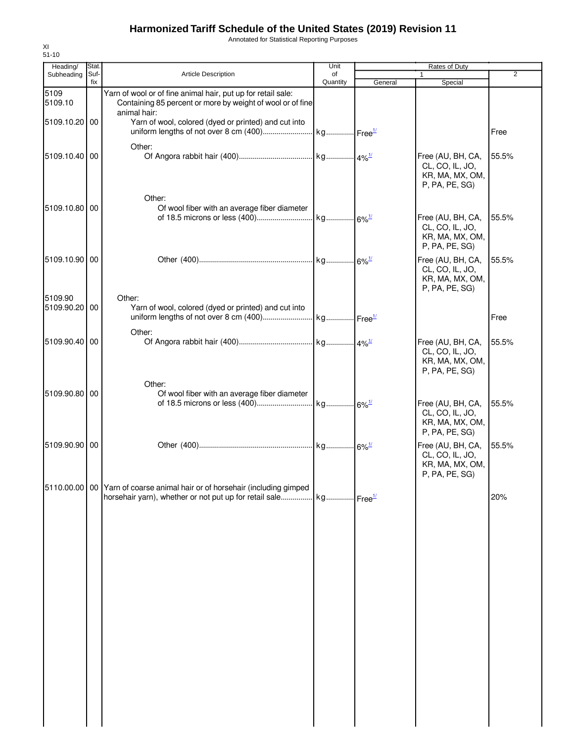# Harmonized Tariff Schedule of the United States (2019) Revision 11

Annotated for Statistical Reporting Purposes

XI
51-10

| Heading/ Subheading | Stat. Suf- fix | Article Description | Unit of Quantity | Rates of Duty 1 General | Special | 2 |
|---|---|---|---|---|---|---|
| 5109 | | Yarn of wool or of fine animal hair, put up for retail sale: | | | | |
| 5109.10 | | Containing 85 percent or more by weight of wool or of fine animal hair: | | | | |
| 5109.10.20 | 00 | Yarn of wool, colored (dyed or printed) and cut into uniform lengths of not over 8 cm (400) | kg | Free[1/] | | Free |
| | | Other: | | | | |
| 5109.10.40 | 00 | Of Angora rabbit hair (400) | kg | 4%[1/] | Free (AU, BH, CA, CL, CO, IL, JO, KR, MA, MX, OM, P, PA, PE, SG) | 55.5% |
| | | Other: | | | | |
| 5109.10.80 | 00 | Of wool fiber with an average fiber diameter of 18.5 microns or less (400) | kg | 6%[1/] | Free (AU, BH, CA, CL, CO, IL, JO, KR, MA, MX, OM, P, PA, PE, SG) | 55.5% |
| 5109.10.90 | 00 | Other (400) | kg | 6%[1/] | Free (AU, BH, CA, CL, CO, IL, JO, KR, MA, MX, OM, P, PA, PE, SG) | 55.5% |
| 5109.90 | | Other: | | | | |
| 5109.90.20 | 00 | Yarn of wool, colored (dyed or printed) and cut into uniform lengths of not over 8 cm (400) | kg | Free[1/] | | Free |
| | | Other: | | | | |
| 5109.90.40 | 00 | Of Angora rabbit hair (400) | kg | 4%[1/] | Free (AU, BH, CA, CL, CO, IL, JO, KR, MA, MX, OM, P, PA, PE, SG) | 55.5% |
| | | Other: | | | | |
| 5109.90.80 | 00 | Of wool fiber with an average fiber diameter of 18.5 microns or less (400) | kg | 6%[1/] | Free (AU, BH, CA, CL, CO, IL, JO, KR, MA, MX, OM, P, PA, PE, SG) | 55.5% |
| 5109.90.90 | 00 | Other (400) | kg | 6%[1/] | Free (AU, BH, CA, CL, CO, IL, JO, KR, MA, MX, OM, P, PA, PE, SG) | 55.5% |
| 5110.00.00 | 00 | Yarn of coarse animal hair or of horsehair (including gimped horsehair yarn), whether or not put up for retail sale | kg | Free[1/] | | 20% |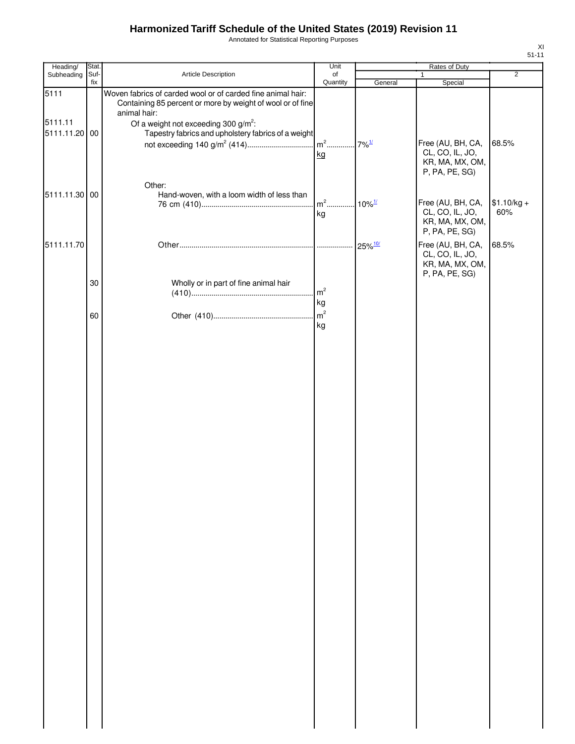# Harmonized Tariff Schedule of the United States (2019) Revision 11

Annotated for Statistical Reporting Purposes

XI
51-11

| Heading/ Subheading | Stat. Suf- fix | Article Description | Unit of Quantity | Rates of Duty 1 General | Rates of Duty 1 Special | Rates of Duty 2 |
|---|---|---|---|---|---|---|
| 5111 | | Woven fabrics of carded wool or of carded fine animal hair: | | | | |
| | | Containing 85 percent or more by weight of wool or of fine animal hair: | | | | |
| 5111.11 | | Of a weight not exceeding 300 g/m$^2$: | | | | |
| 5111.11.20 | 00 | Tapestry fabrics and upholstery fabrics of a weight not exceeding 140 g/m$^2$ (414) | m$^2$ kg | 7%[1/] | Free (AU, BH, CA, CL, CO, IL, JO, KR, MA, MX, OM, P, PA, PE, SG) | 68.5% |
| | | Other: | | | | |
| 5111.11.30 | 00 | Hand-woven, with a loom width of less than 76 cm (410) | m$^2$ kg | 10%[1/] | Free (AU, BH, CA, CL, CO, IL, JO, KR, MA, MX, OM, P, PA, PE, SG) | $1.10/kg + 60% |
| 5111.11.70 | | Other | | 25%[10/] | Free (AU, BH, CA, CL, CO, IL, JO, KR, MA, MX, OM, P, PA, PE, SG) | 68.5% |
| | 30 | Wholly or in part of fine animal hair (410) | m$^2$ kg | | | |
| | 60 | Other (410) | m$^2$ kg | | | |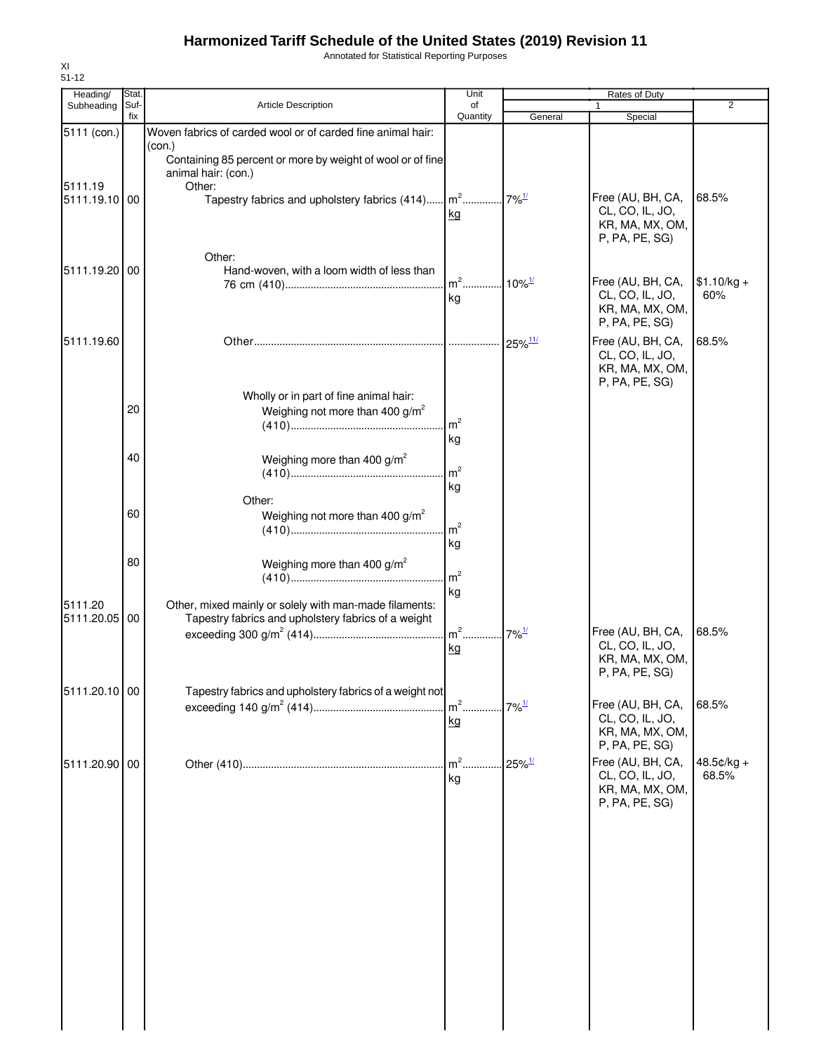# Harmonized Tariff Schedule of the United States (2019) Revision 11

Annotated for Statistical Reporting Purposes

XI
51-12

| Heading/ Subheading | Stat. Suf- fix | Article Description | Unit of Quantity | Rates of Duty 1 General | Rates of Duty 1 Special | Rates of Duty 2 |
|---|---|---|---|---|---|---|
| 5111 (con.) | | Woven fabrics of carded wool or of carded fine animal hair: (con.) | | | | |
| | | Containing 85 percent or more by weight of wool or of fine animal hair: (con.) | | | | |
| 5111.19 | | Other: | | | | |
| 5111.19.10 | 00 | Tapestry fabrics and upholstery fabrics (414) | m² kg | 7%[1/] | Free (AU, BH, CA, CL, CO, IL, JO, KR, MA, MX, OM, P, PA, PE, SG) | 68.5% |
| | | Other: | | | | |
| 5111.19.20 | 00 | Hand-woven, with a loom width of less than 76 cm (410) | m² kg | 10%[1/] | Free (AU, BH, CA, CL, CO, IL, JO, KR, MA, MX, OM, P, PA, PE, SG) | $1.10/kg + 60% |
| 5111.19.60 | | Other | | 25%[11/] | Free (AU, BH, CA, CL, CO, IL, JO, KR, MA, MX, OM, P, PA, PE, SG) | 68.5% |
| | | Wholly or in part of fine animal hair: | | | | |
| | 20 | Weighing not more than 400 g/m² (410) | m² kg | | | |
| | 40 | Weighing more than 400 g/m² (410) | m² kg | | | |
| | | Other: | | | | |
| | 60 | Weighing not more than 400 g/m² (410) | m² kg | | | |
| | 80 | Weighing more than 400 g/m² (410) | m² kg | | | |
| 5111.20 | | Other, mixed mainly or solely with man-made filaments: | | | | |
| 5111.20.05 | 00 | Tapestry fabrics and upholstery fabrics of a weight exceeding 300 g/m² (414) | m² kg | 7%[1/] | Free (AU, BH, CA, CL, CO, IL, JO, KR, MA, MX, OM, P, PA, PE, SG) | 68.5% |
| 5111.20.10 | 00 | Tapestry fabrics and upholstery fabrics of a weight not exceeding 140 g/m² (414) | m² kg | 7%[1/] | Free (AU, BH, CA, CL, CO, IL, JO, KR, MA, MX, OM, P, PA, PE, SG) | 68.5% |
| 5111.20.90 | 00 | Other (410) | m² kg | 25%[1/] | Free (AU, BH, CA, CL, CO, IL, JO, KR, MA, MX, OM, P, PA, PE, SG) | 48.5¢/kg + 68.5% |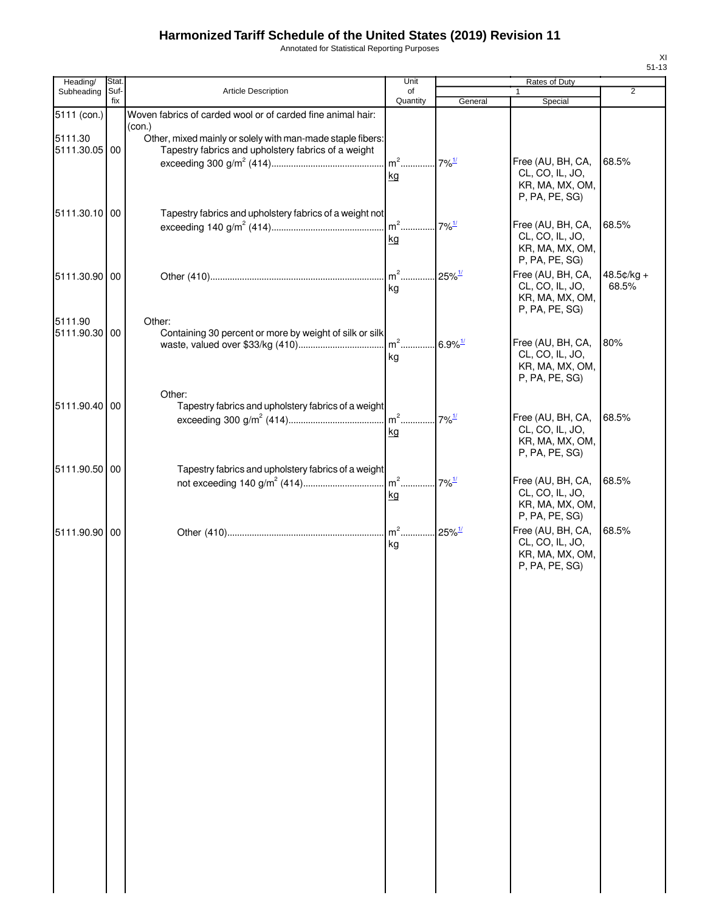# Harmonized Tariff Schedule of the United States (2019) Revision 11

Annotated for Statistical Reporting Purposes

XI
51-13

| Heading/ Subheading | Stat. Suf- fix | Article Description | Unit of Quantity | Rates of Duty 1 General | Special | 2 |
|---|---|---|---|---|---|---|
| 5111 (con.) | | Woven fabrics of carded wool or of carded fine animal hair: (con.) | | | | |
| 5111.30 | | Other, mixed mainly or solely with man-made staple fibers: | | | | |
| 5111.30.05 | 00 | Tapestry fabrics and upholstery fabrics of a weight exceeding 300 g/m$^2$ (414) | m$^2$ kg | 7%[1/] | Free (AU, BH, CA, CL, CO, IL, JO, KR, MA, MX, OM, P, PA, PE, SG) | 68.5% |
| 5111.30.10 | 00 | Tapestry fabrics and upholstery fabrics of a weight not exceeding 140 g/m$^2$ (414) | m$^2$ kg | 7%[1/] | Free (AU, BH, CA, CL, CO, IL, JO, KR, MA, MX, OM, P, PA, PE, SG) | 68.5% |
| 5111.30.90 | 00 | Other (410) | m$^2$ kg | 25%[1/] | Free (AU, BH, CA, CL, CO, IL, JO, KR, MA, MX, OM, P, PA, PE, SG) | 48.5¢/kg + 68.5% |
| 5111.90 | | Other: | | | | |
| 5111.90.30 | 00 | Containing 30 percent or more by weight of silk or silk waste, valued over $33/kg (410) | m$^2$ kg | 6.9%[1/] | Free (AU, BH, CA, CL, CO, IL, JO, KR, MA, MX, OM, P, PA, PE, SG) | 80% |
| | | Other: | | | | |
| 5111.90.40 | 00 | Tapestry fabrics and upholstery fabrics of a weight exceeding 300 g/m$^2$ (414) | m$^2$ kg | 7%[1/] | Free (AU, BH, CA, CL, CO, IL, JO, KR, MA, MX, OM, P, PA, PE, SG) | 68.5% |
| 5111.90.50 | 00 | Tapestry fabrics and upholstery fabrics of a weight not exceeding 140 g/m$^2$ (414) | m$^2$ kg | 7%[1/] | Free (AU, BH, CA, CL, CO, IL, JO, KR, MA, MX, OM, P, PA, PE, SG) | 68.5% |
| 5111.90.90 | 00 | Other (410) | m$^2$ kg | 25%[1/] | Free (AU, BH, CA, CL, CO, IL, JO, KR, MA, MX, OM, P, PA, PE, SG) | 68.5% |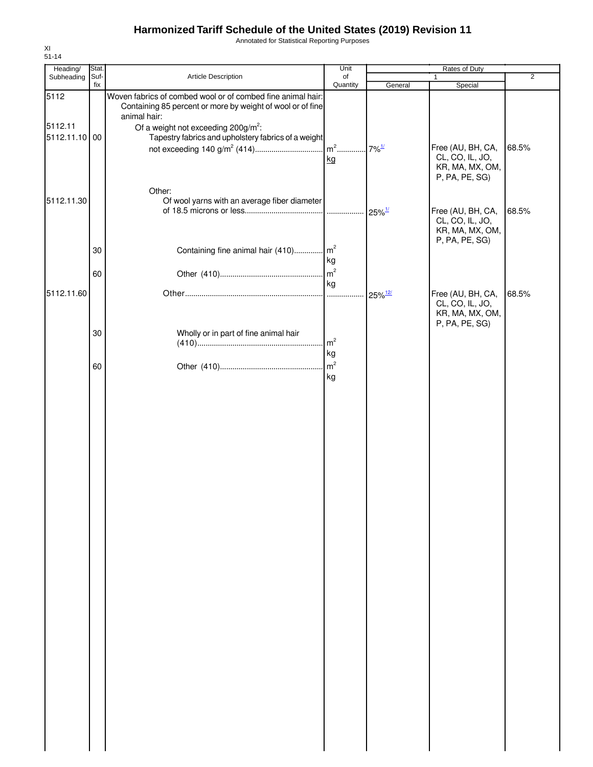# Harmonized Tariff Schedule of the United States (2019) Revision 11

Annotated for Statistical Reporting Purposes

XI
51-14

| Heading/ Subheading | Stat. Suf- fix | Article Description | Unit of Quantity | Rates of Duty 1 General | Rates of Duty 1 Special | Rates of Duty 2 |
|---|---|---|---|---|---|---|
| 5112 | | Woven fabrics of combed wool or of combed fine animal hair: | | | | |
| | | Containing 85 percent or more by weight of wool or of fine animal hair: | | | | |
| 5112.11 | | Of a weight not exceeding 200g/m²: | | | | |
| 5112.11.10 | 00 | Tapestry fabrics and upholstery fabrics of a weight not exceeding 140 g/m² (414) | m² kg | 7%[1/] | Free (AU, BH, CA, CL, CO, IL, JO, KR, MA, MX, OM, P, PA, PE, SG) | 68.5% |
| | | Other: | | | | |
| 5112.11.30 | | Of wool yarns with an average fiber diameter of 18.5 microns or less | | 25%[1/] | Free (AU, BH, CA, CL, CO, IL, JO, KR, MA, MX, OM, P, PA, PE, SG) | 68.5% |
| | 30 | Containing fine animal hair (410) | m² kg | | | |
| | 60 | Other (410) | m² kg | | | |
| 5112.11.60 | | Other | | 25%[12/] | Free (AU, BH, CA, CL, CO, IL, JO, KR, MA, MX, OM, P, PA, PE, SG) | 68.5% |
| | 30 | Wholly or in part of fine animal hair (410) | m² kg | | | |
| | 60 | Other (410) | m² kg | | | |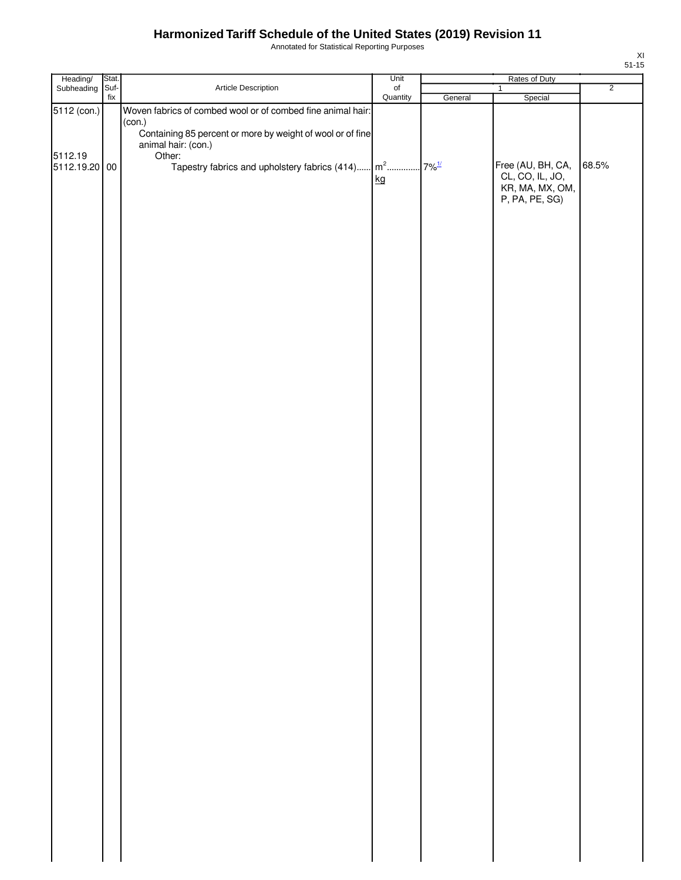# Harmonized Tariff Schedule of the United States (2019) Revision 11

Annotated for Statistical Reporting Purposes

XI
51-15

| Heading/ Subheading | Stat. Suf- fix | Article Description | Unit of Quantity | Rates of Duty | | |
|---|---|---|---|---|---|---|
| | | | | 1 | | 2 |
| | | | | General | Special | |
| 5112 (con.) | | Woven fabrics of combed wool or of combed fine animal hair: (con.) | | | | |
| | | Containing 85 percent or more by weight of wool or of fine animal hair: (con.) | | | | |
| 5112.19 | | Other: | | | | |
| 5112.19.20 | 00 | Tapestry fabrics and upholstery fabrics (414) | m$^2$ kg | 7%[1/] | Free (AU, BH, CA, CL, CO, IL, JO, KR, MA, MX, OM, P, PA, PE, SG) | 68.5% |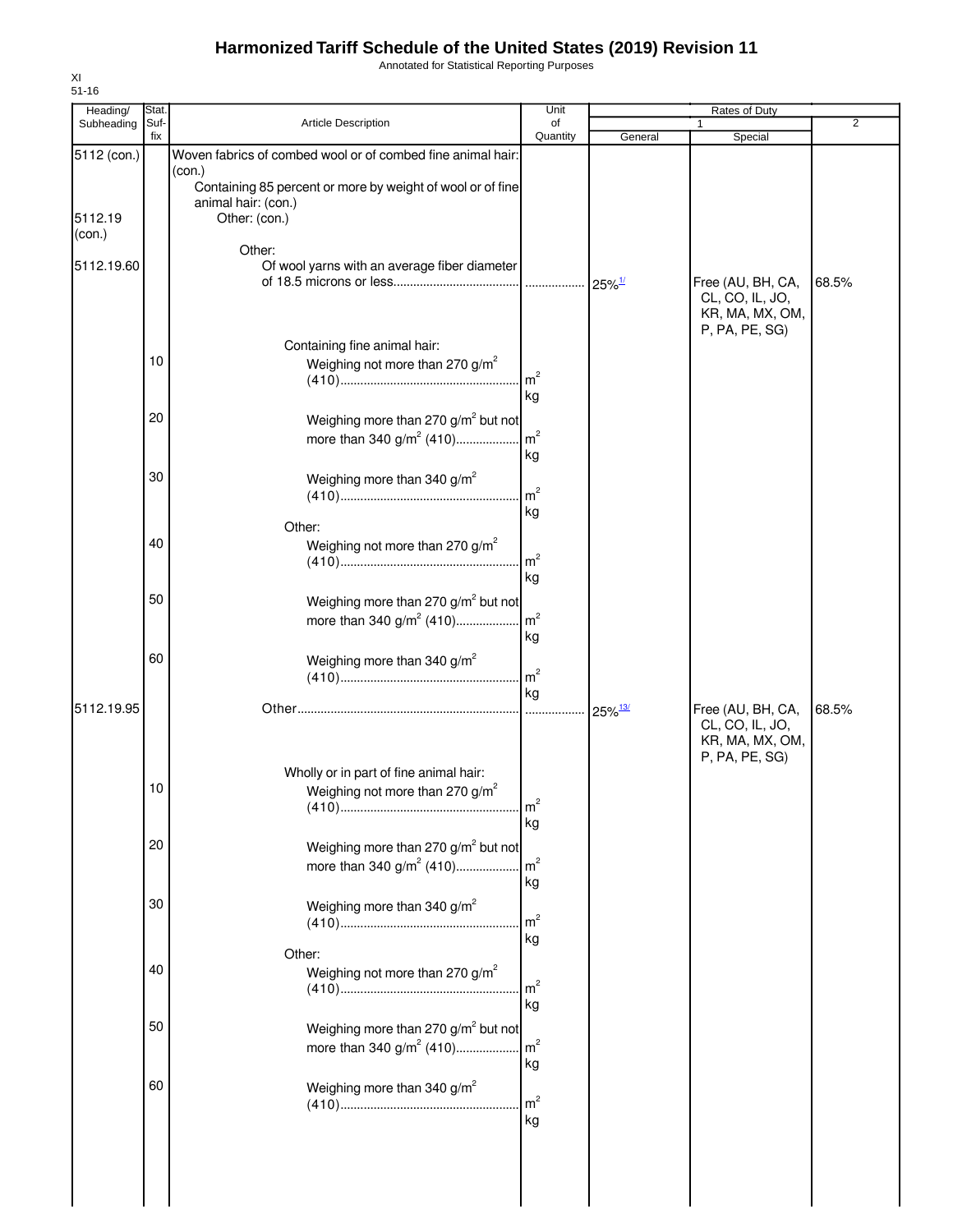# Harmonized Tariff Schedule of the United States (2019) Revision 11

Annotated for Statistical Reporting Purposes

XI
51-16

| Heading/ Subheading | Stat. Suf- fix | Article Description | Unit of Quantity | Rates of Duty 1 General | Special | 2 |
|---|---|---|---|---|---|---|
| 5112 (con.) | | Woven fabrics of combed wool or of combed fine animal hair: (con.) | | | | |
| | | Containing 85 percent or more by weight of wool or of fine animal hair: (con.) | | | | |
| 5112.19 (con.) | | Other: (con.) | | | | |
| | | Other: | | | | |
| 5112.19.60 | | Of wool yarns with an average fiber diameter of 18.5 microns or less | ........... | 25%[1/] | Free (AU, BH, CA, CL, CO, IL, JO, KR, MA, MX, OM, P, PA, PE, SG) | 68.5% |
| | | Containing fine animal hair: | | | | |
| | 10 | Weighing not more than 270 g/m² (410) | m² kg | | | |
| | 20 | Weighing more than 270 g/m² but not more than 340 g/m² (410) | m² kg | | | |
| | 30 | Weighing more than 340 g/m² (410) | m² kg | | | |
| | | Other: | | | | |
| | 40 | Weighing not more than 270 g/m² (410) | m² kg | | | |
| | 50 | Weighing more than 270 g/m² but not more than 340 g/m² (410) | m² kg | | | |
| | 60 | Weighing more than 340 g/m² (410) | m² kg | | | |
| 5112.19.95 | | Other | ........... | 25%[13/] | Free (AU, BH, CA, CL, CO, IL, JO, KR, MA, MX, OM, P, PA, PE, SG) | 68.5% |
| | | Wholly or in part of fine animal hair: | | | | |
| | 10 | Weighing not more than 270 g/m² (410) | m² kg | | | |
| | 20 | Weighing more than 270 g/m² but not more than 340 g/m² (410) | m² kg | | | |
| | 30 | Weighing more than 340 g/m² (410) | m² kg | | | |
| | | Other: | | | | |
| | 40 | Weighing not more than 270 g/m² (410) | m² kg | | | |
| | 50 | Weighing more than 270 g/m² but not more than 340 g/m² (410) | m² kg | | | |
| | 60 | Weighing more than 340 g/m² (410) | m² kg | | | |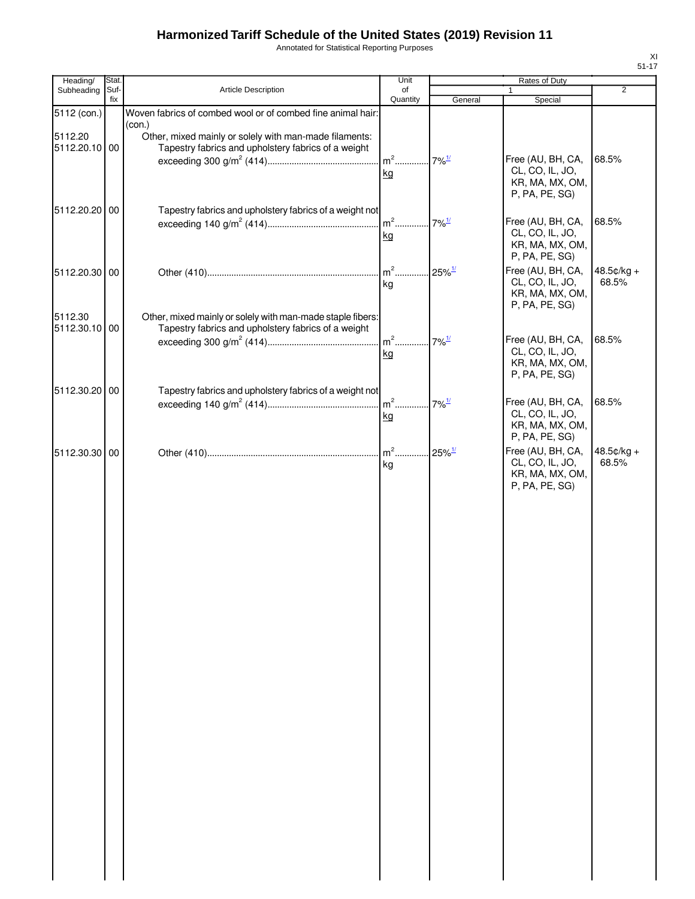# Harmonized Tariff Schedule of the United States (2019) Revision 11

Annotated for Statistical Reporting Purposes

XI
51-17

| Heading/ Subheading | Stat. Suf-fix | Article Description | Unit of Quantity | Rates of Duty 1 General | Rates of Duty 1 Special | Rates of Duty 2 |
|---|---|---|---|---|---|---|
| 5112 (con.) | | Woven fabrics of combed wool or of combed fine animal hair: (con.) | | | | |
| 5112.20 | | Other, mixed mainly or solely with man-made filaments: | | | | |
| 5112.20.10 | 00 | Tapestry fabrics and upholstery fabrics of a weight exceeding 300 g/m$^2$ (414) | m$^2$ kg | 7%[1/] | Free (AU, BH, CA, CL, CO, IL, JO, KR, MA, MX, OM, P, PA, PE, SG) | 68.5% |
| 5112.20.20 | 00 | Tapestry fabrics and upholstery fabrics of a weight not exceeding 140 g/m$^2$ (414) | m$^2$ kg | 7%[1/] | Free (AU, BH, CA, CL, CO, IL, JO, KR, MA, MX, OM, P, PA, PE, SG) | 68.5% |
| 5112.20.30 | 00 | Other (410) | m$^2$ kg | 25%[1/] | Free (AU, BH, CA, CL, CO, IL, JO, KR, MA, MX, OM, P, PA, PE, SG) | 48.5¢/kg + 68.5% |
| 5112.30 | | Other, mixed mainly or solely with man-made staple fibers: | | | | |
| 5112.30.10 | 00 | Tapestry fabrics and upholstery fabrics of a weight exceeding 300 g/m$^2$ (414) | m$^2$ kg | 7%[1/] | Free (AU, BH, CA, CL, CO, IL, JO, KR, MA, MX, OM, P, PA, PE, SG) | 68.5% |
| 5112.30.20 | 00 | Tapestry fabrics and upholstery fabrics of a weight not exceeding 140 g/m$^2$ (414) | m$^2$ kg | 7%[1/] | Free (AU, BH, CA, CL, CO, IL, JO, KR, MA, MX, OM, P, PA, PE, SG) | 68.5% |
| 5112.30.30 | 00 | Other (410) | m$^2$ kg | 25%[1/] | Free (AU, BH, CA, CL, CO, IL, JO, KR, MA, MX, OM, P, PA, PE, SG) | 48.5¢/kg + 68.5% |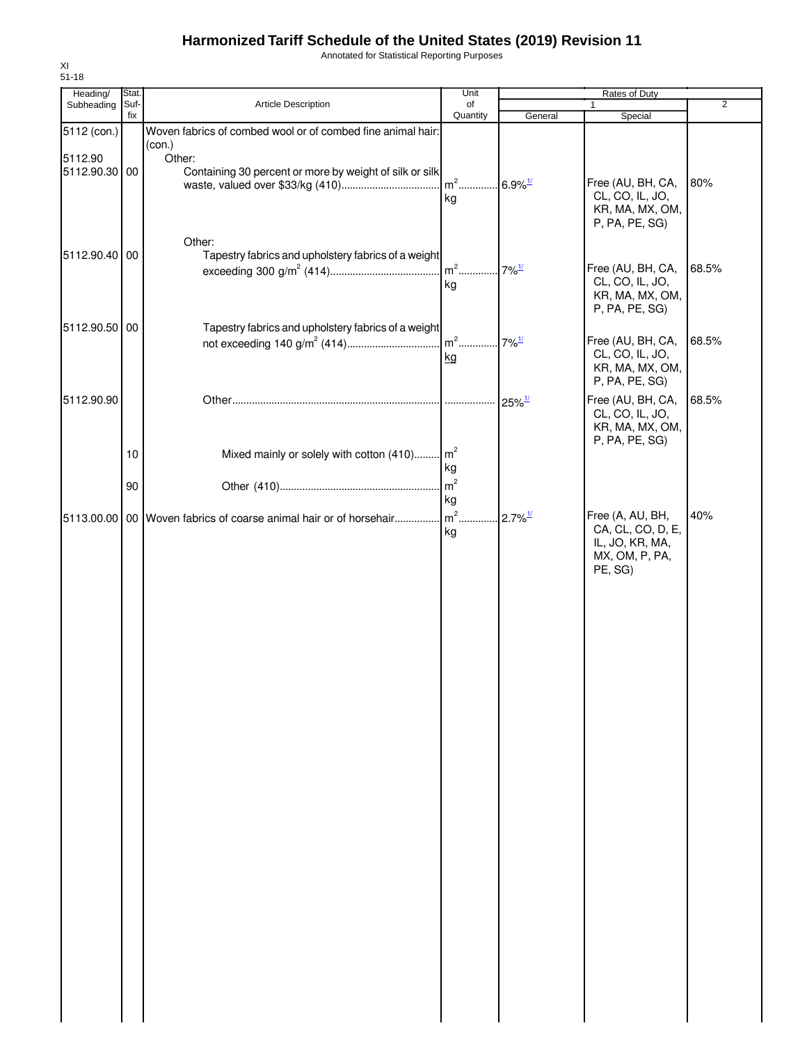# Harmonized Tariff Schedule of the United States (2019) Revision 11

Annotated for Statistical Reporting Purposes

XI
51-18

| Heading/ Subheading | Stat. Suf- fix | Article Description | Unit of Quantity | Rates of Duty 1 General | Special | 2 |
|---|---|---|---|---|---|---|
| 5112 (con.) | | Woven fabrics of combed wool or of combed fine animal hair: (con.) | | | | |
| 5112.90 | | Other: | | | | |
| 5112.90.30 | 00 | Containing 30 percent or more by weight of silk or silk waste, valued over $33/kg (410) | $m^2$ kg | 6.9%[1/] | Free (AU, BH, CA, CL, CO, IL, JO, KR, MA, MX, OM, P, PA, PE, SG) | 80% |
| | | Other: | | | | |
| 5112.90.40 | 00 | Tapestry fabrics and upholstery fabrics of a weight exceeding 300 $g/m^2$ (414) | $m^2$ kg | 7%[1/] | Free (AU, BH, CA, CL, CO, IL, JO, KR, MA, MX, OM, P, PA, PE, SG) | 68.5% |
| 5112.90.50 | 00 | Tapestry fabrics and upholstery fabrics of a weight not exceeding 140 $g/m^2$ (414) | $m^2$ kg | 7%[1/] | Free (AU, BH, CA, CL, CO, IL, JO, KR, MA, MX, OM, P, PA, PE, SG) | 68.5% |
| 5112.90.90 | | Other | | 25%[1/] | Free (AU, BH, CA, CL, CO, IL, JO, KR, MA, MX, OM, P, PA, PE, SG) | 68.5% |
| | 10 | Mixed mainly or solely with cotton (410) | $m^2$ kg | | | |
| | 90 | Other (410) | $m^2$ kg | | | |
| 5113.00.00 | 00 | Woven fabrics of coarse animal hair or of horsehair | $m^2$ kg | 2.7%[1/] | Free (A, AU, BH, CA, CL, CO, D, E, IL, JO, KR, MA, MX, OM, P, PA, PE, SG) | 40% |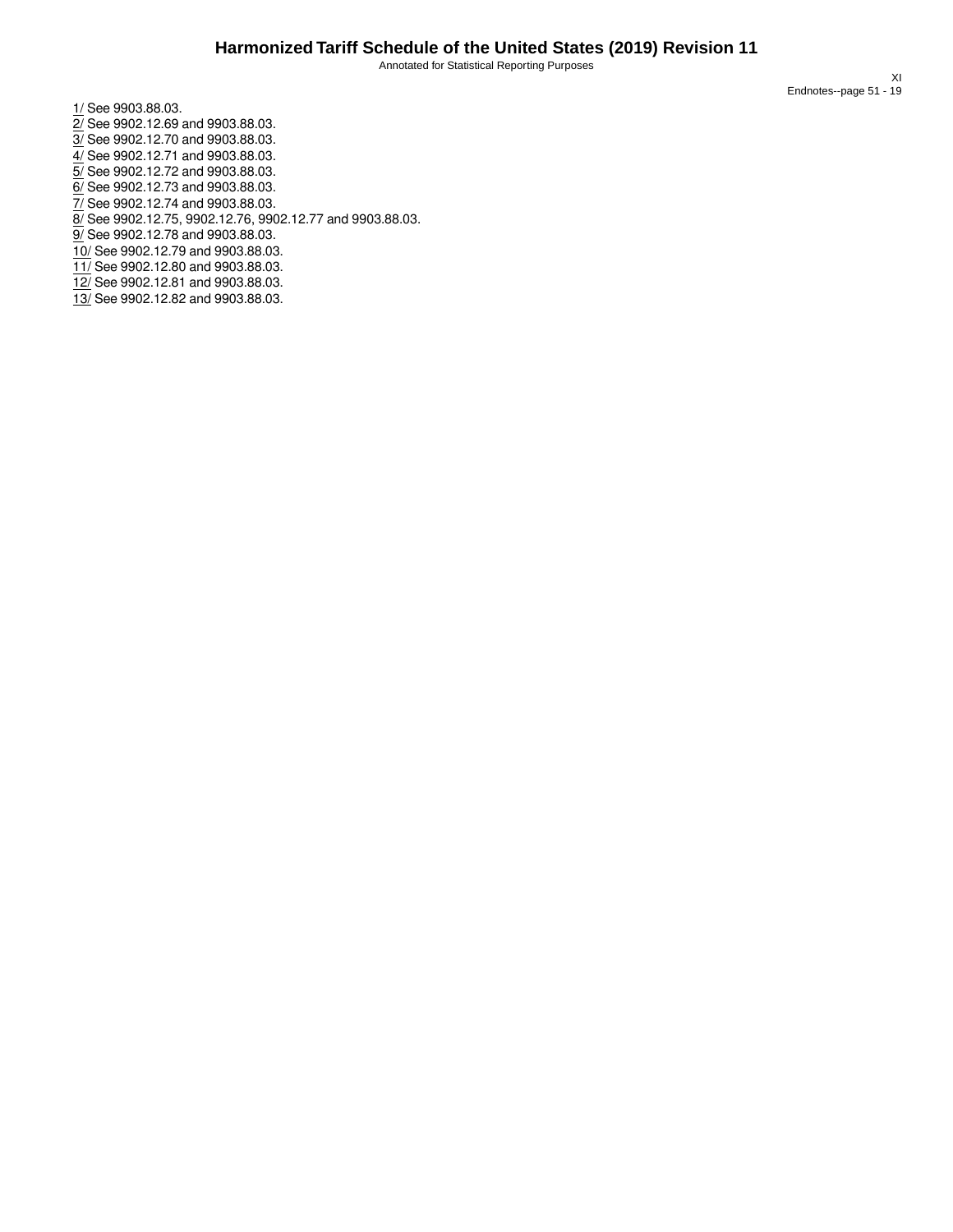1/ See 9903.88.03.
2/ See 9902.12.69 and 9903.88.03.
3/ See 9902.12.70 and 9903.88.03.
4/ See 9902.12.71 and 9903.88.03.
5/ See 9902.12.72 and 9903.88.03.
6/ See 9902.12.73 and 9903.88.03.
7/ See 9902.12.74 and 9903.88.03.
8/ See 9902.12.75, 9902.12.76, 9902.12.77 and 9903.88.03.
9/ See 9902.12.78 and 9903.88.03.
10/ See 9902.12.79 and 9903.88.03.
11/ See 9902.12.80 and 9903.88.03.
12/ See 9902.12.81 and 9903.88.03.
13/ See 9902.12.82 and 9903.88.03.